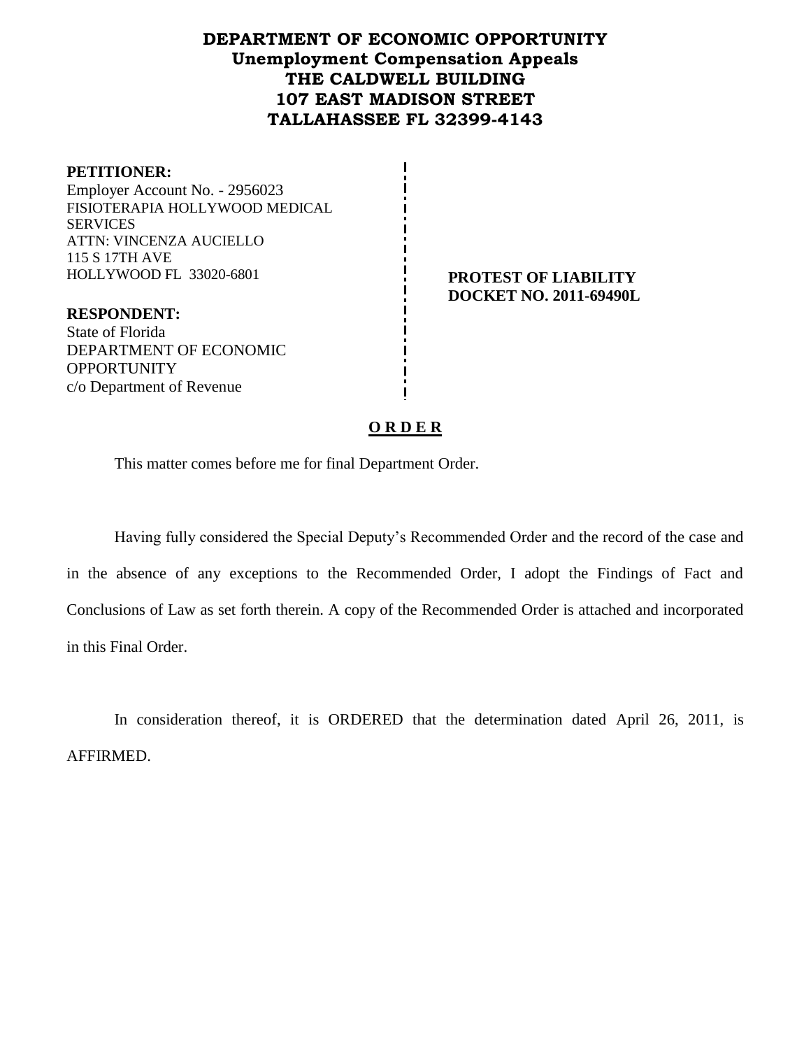**DEPARTMENT OF ECONOMIC OPPORTUNITY**
**Unemployment Compensation Appeals**
**THE CALDWELL BUILDING**
**107 EAST MADISON STREET**
**TALLAHASSEE FL 32399-4143**

**PETITIONER:**
Employer Account No. - 2956023
FISIOTERAPIA HOLLYWOOD MEDICAL SERVICES
ATTN: VINCENZA AUCIELLO
115 S 17TH AVE
HOLLYWOOD FL 33020-6801

**PROTEST OF LIABILITY**
**DOCKET NO. 2011-69490L**

**RESPONDENT:**
State of Florida
DEPARTMENT OF ECONOMIC OPPORTUNITY
c/o Department of Revenue

**O R D E R**

This matter comes before me for final Department Order.

Having fully considered the Special Deputy's Recommended Order and the record of the case and in the absence of any exceptions to the Recommended Order, I adopt the Findings of Fact and Conclusions of Law as set forth therein. A copy of the Recommended Order is attached and incorporated in this Final Order.

In consideration thereof, it is ORDERED that the determination dated April 26, 2011, is AFFIRMED.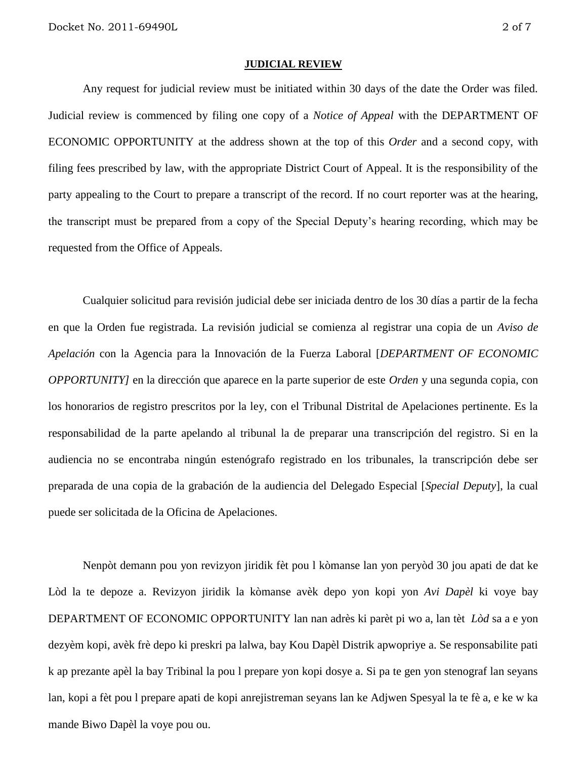**JUDICIAL REVIEW**

Any request for judicial review must be initiated within 30 days of the date the Order was filed. Judicial review is commenced by filing one copy of a *Notice of Appeal* with the DEPARTMENT OF ECONOMIC OPPORTUNITY at the address shown at the top of this *Order* and a second copy, with filing fees prescribed by law, with the appropriate District Court of Appeal. It is the responsibility of the party appealing to the Court to prepare a transcript of the record. If no court reporter was at the hearing, the transcript must be prepared from a copy of the Special Deputy's hearing recording, which may be requested from the Office of Appeals.

Cualquier solicitud para revisión judicial debe ser iniciada dentro de los 30 días a partir de la fecha en que la Orden fue registrada. La revisión judicial se comienza al registrar una copia de un *Aviso de Apelación* con la Agencia para la Innovación de la Fuerza Laboral [*DEPARTMENT OF ECONOMIC OPPORTUNITY]* en la dirección que aparece en la parte superior de este *Orden* y una segunda copia, con los honorarios de registro prescritos por la ley, con el Tribunal Distrital de Apelaciones pertinente. Es la responsabilidad de la parte apelando al tribunal la de preparar una transcripción del registro. Si en la audiencia no se encontraba ningún estenógrafo registrado en los tribunales, la transcripción debe ser preparada de una copia de la grabación de la audiencia del Delegado Especial [*Special Deputy*], la cual puede ser solicitada de la Oficina de Apelaciones.

Nenpòt demann pou yon revizyon jiridik fèt pou l kòmanse lan yon peryòd 30 jou apati de dat ke Lòd la te depoze a. Revizyon jiridik la kòmanse avèk depo yon kopi yon *Avi Dapèl* ki voye bay DEPARTMENT OF ECONOMIC OPPORTUNITY lan nan adrès ki parèt pi wo a, lan tèt *Lòd* sa a e yon dezyèm kopi, avèk frè depo ki preskri pa lalwa, bay Kou Dapèl Distrik apwopriye a. Se responsabilite pati k ap prezante apèl la bay Tribinal la pou l prepare yon kopi dosye a. Si pa te gen yon stenograf lan seyans lan, kopi a fèt pou l prepare apati de kopi anrejistreman seyans lan ke Adjwen Spesyal la te fè a, e ke w ka mande Biwo Dapèl la voye pou ou.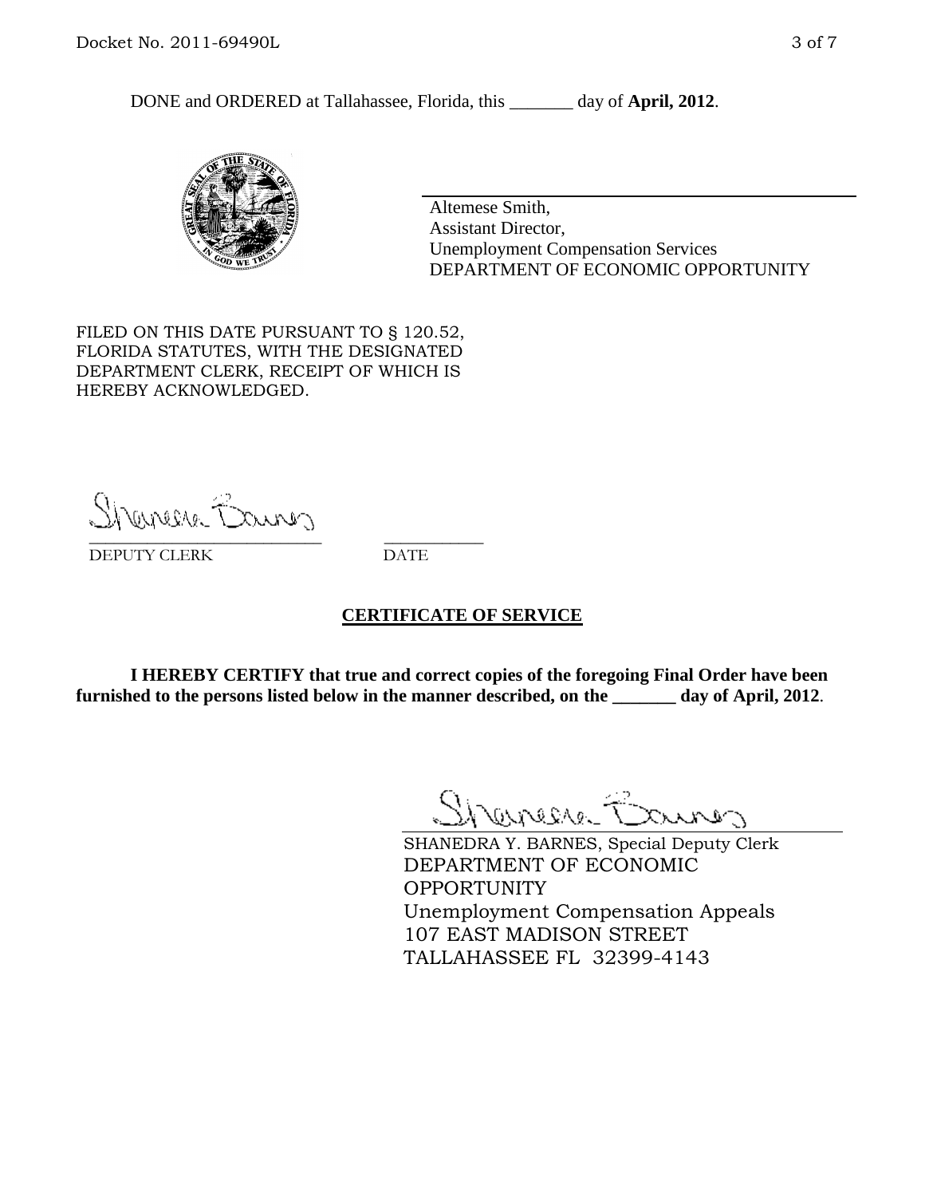DONE and ORDERED at Tallahassee, Florida, this _______ day of **April, 2012**.

Altemese Smith,
Assistant Director,
Unemployment Compensation Services
DEPARTMENT OF ECONOMIC OPPORTUNITY

FILED ON THIS DATE PURSUANT TO § 120.52, FLORIDA STATUTES, WITH THE DESIGNATED DEPARTMENT CLERK, RECEIPT OF WHICH IS HEREBY ACKNOWLEDGED.

\_\_\_\_\_\_\_\_\_\_\_\_\_\_\_\_\_\_\_\_\_\_\_\_\_\_\_ \_\_\_\_\_\_\_\_\_\_\_
DEPUTY CLERK DATE

## CERTIFICATE OF SERVICE

**I HEREBY CERTIFY that true and correct copies of the foregoing Final Order have been furnished to the persons listed below in the manner described, on the _______ day of April, 2012**.

SHANEDRA Y. BARNES, Special Deputy Clerk
DEPARTMENT OF ECONOMIC OPPORTUNITY
Unemployment Compensation Appeals
107 EAST MADISON STREET
TALLAHASSEE FL 32399-4143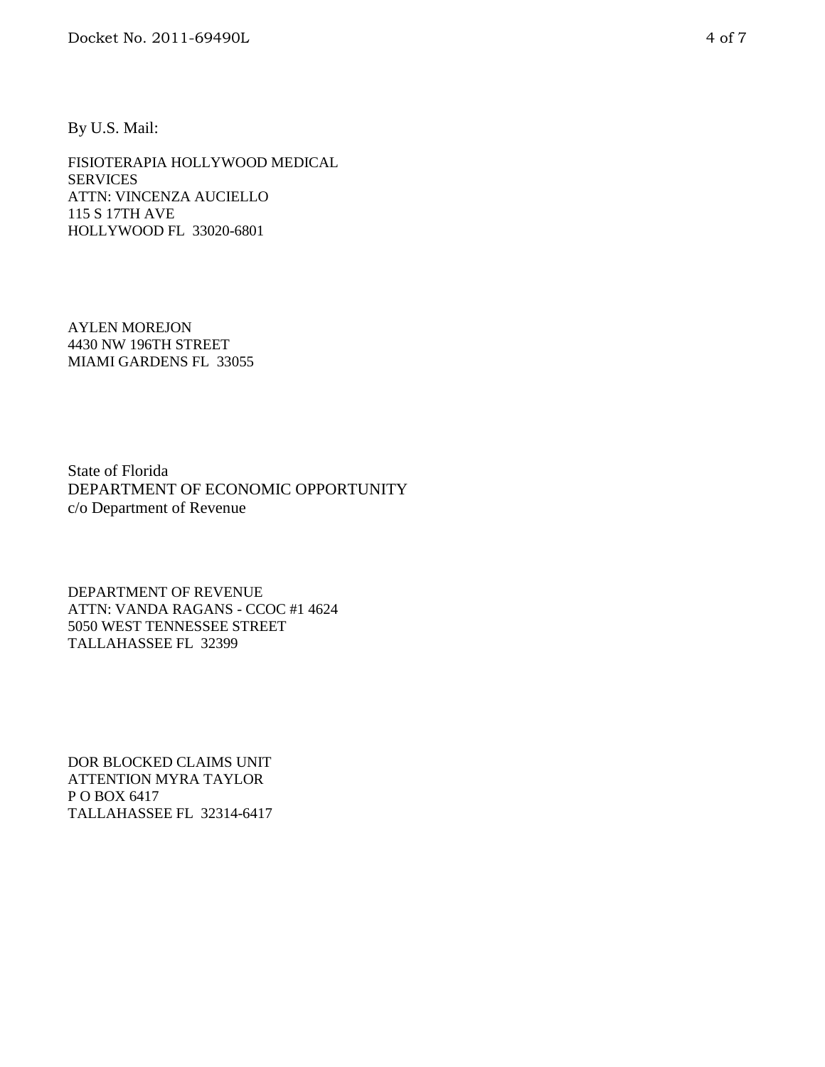By U.S. Mail:

FISIOTERAPIA HOLLYWOOD MEDICAL SERVICES
ATTN: VINCENZA AUCIELLO
115 S 17TH AVE
HOLLYWOOD FL 33020-6801

AYLEN MOREJON
4430 NW 196TH STREET
MIAMI GARDENS FL 33055

State of Florida
DEPARTMENT OF ECONOMIC OPPORTUNITY
c/o Department of Revenue

DEPARTMENT OF REVENUE
ATTN: VANDA RAGANS - CCOC #1 4624
5050 WEST TENNESSEE STREET
TALLAHASSEE FL 32399

DOR BLOCKED CLAIMS UNIT
ATTENTION MYRA TAYLOR
P O BOX 6417
TALLAHASSEE FL 32314-6417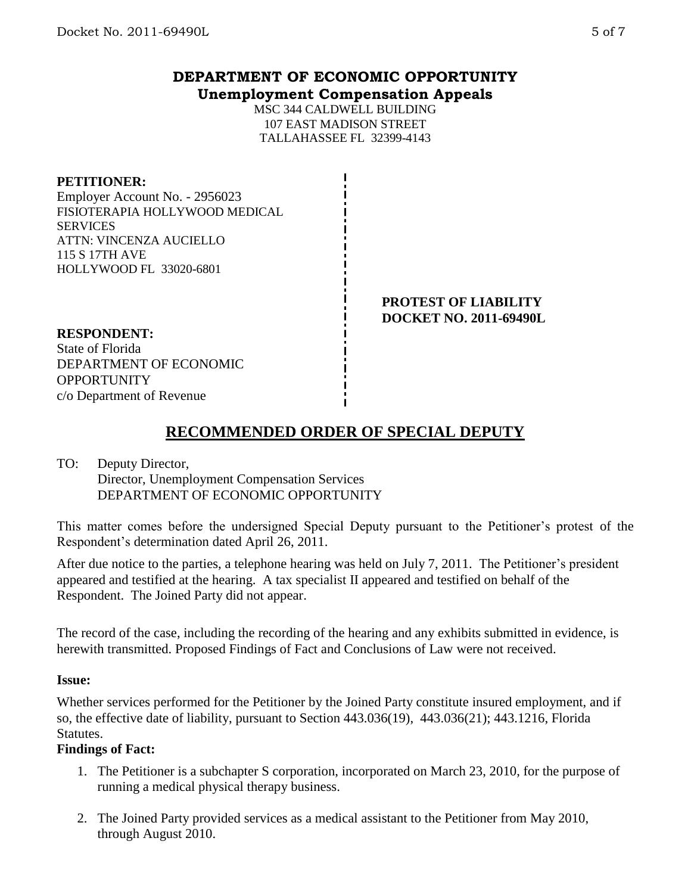# DEPARTMENT OF ECONOMIC OPPORTUNITY

## Unemployment Compensation Appeals

MSC 344 CALDWELL BUILDING
107 EAST MADISON STREET
TALLAHASSEE FL 32399-4143

**PETITIONER:**
Employer Account No. - 2956023
FISIOTERAPIA HOLLYWOOD MEDICAL SERVICES
ATTN: VINCENZA AUCIELLO
115 S 17TH AVE
HOLLYWOOD FL 33020-6801

**PROTEST OF LIABILITY**
**DOCKET NO. 2011-69490L**

**RESPONDENT:**
State of Florida
DEPARTMENT OF ECONOMIC OPPORTUNITY
c/o Department of Revenue

# RECOMMENDED ORDER OF SPECIAL DEPUTY

TO: Deputy Director,
Director, Unemployment Compensation Services
DEPARTMENT OF ECONOMIC OPPORTUNITY

This matter comes before the undersigned Special Deputy pursuant to the Petitioner's protest of the Respondent's determination dated April 26, 2011.

After due notice to the parties, a telephone hearing was held on July 7, 2011. The Petitioner's president appeared and testified at the hearing. A tax specialist II appeared and testified on behalf of the Respondent. The Joined Party did not appear.

The record of the case, including the recording of the hearing and any exhibits submitted in evidence, is herewith transmitted. Proposed Findings of Fact and Conclusions of Law were not received.

**Issue:**

Whether services performed for the Petitioner by the Joined Party constitute insured employment, and if so, the effective date of liability, pursuant to Section 443.036(19), 443.036(21); 443.1216, Florida Statutes.

**Findings of Fact:**

1. The Petitioner is a subchapter S corporation, incorporated on March 23, 2010, for the purpose of running a medical physical therapy business.
2. The Joined Party provided services as a medical assistant to the Petitioner from May 2010, through August 2010.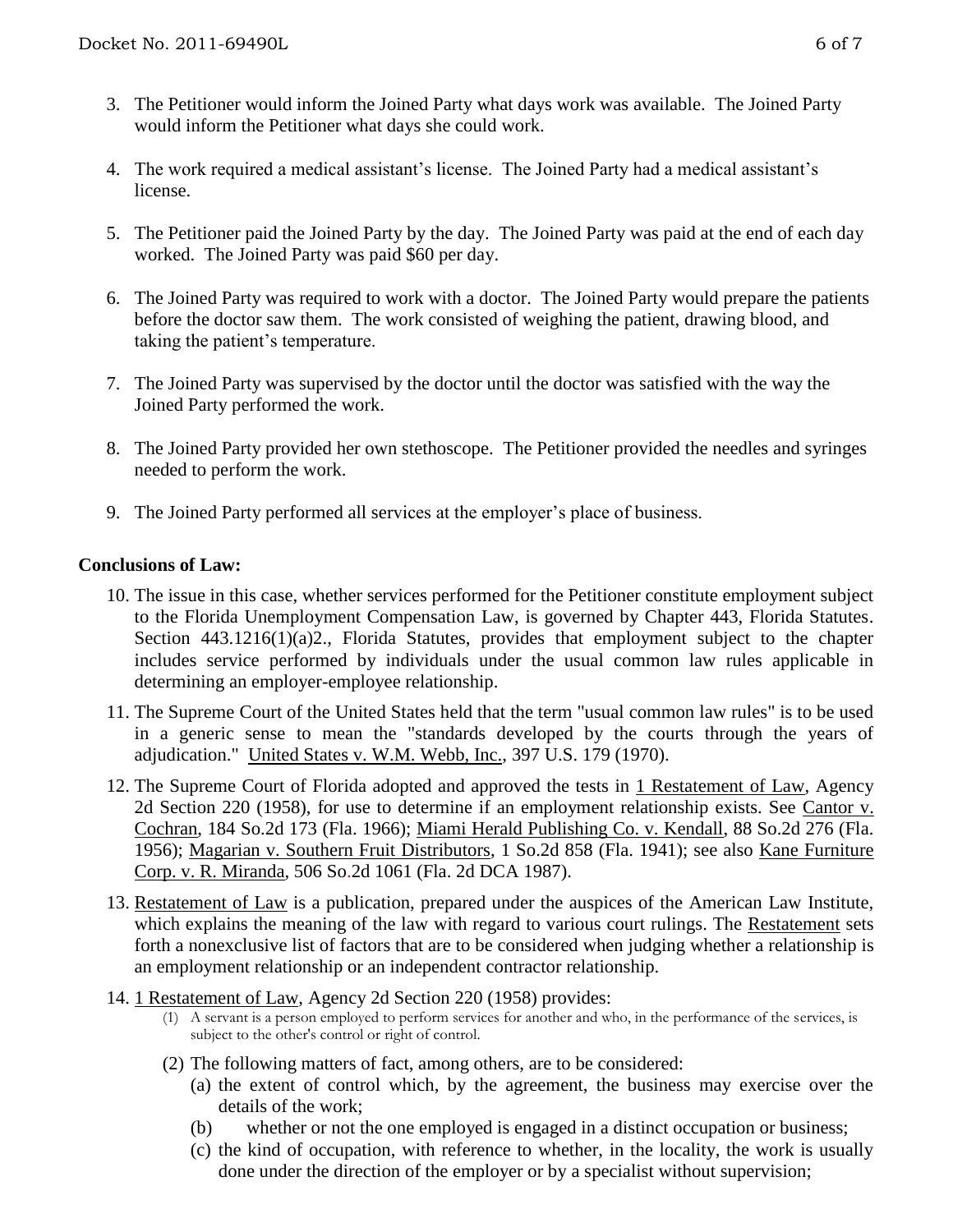3. The Petitioner would inform the Joined Party what days work was available. The Joined Party would inform the Petitioner what days she could work.

4. The work required a medical assistant's license. The Joined Party had a medical assistant's license.

5. The Petitioner paid the Joined Party by the day. The Joined Party was paid at the end of each day worked. The Joined Party was paid $60 per day.

6. The Joined Party was required to work with a doctor. The Joined Party would prepare the patients before the doctor saw them. The work consisted of weighing the patient, drawing blood, and taking the patient's temperature.

7. The Joined Party was supervised by the doctor until the doctor was satisfied with the way the Joined Party performed the work.

8. The Joined Party provided her own stethoscope. The Petitioner provided the needles and syringes needed to perform the work.

9. The Joined Party performed all services at the employer's place of business.

## Conclusions of Law:

10. The issue in this case, whether services performed for the Petitioner constitute employment subject to the Florida Unemployment Compensation Law, is governed by Chapter 443, Florida Statutes. Section 443.1216(1)(a)2., Florida Statutes, provides that employment subject to the chapter includes service performed by individuals under the usual common law rules applicable in determining an employer-employee relationship.

11. The Supreme Court of the United States held that the term "usual common law rules" is to be used in a generic sense to mean the "standards developed by the courts through the years of adjudication." United States v. W.M. Webb, Inc., 397 U.S. 179 (1970).

12. The Supreme Court of Florida adopted and approved the tests in 1 Restatement of Law, Agency 2d Section 220 (1958), for use to determine if an employment relationship exists. See Cantor v. Cochran, 184 So.2d 173 (Fla. 1966); Miami Herald Publishing Co. v. Kendall, 88 So.2d 276 (Fla. 1956); Magarian v. Southern Fruit Distributors, 1 So.2d 858 (Fla. 1941); see also Kane Furniture Corp. v. R. Miranda, 506 So.2d 1061 (Fla. 2d DCA 1987).

13. Restatement of Law is a publication, prepared under the auspices of the American Law Institute, which explains the meaning of the law with regard to various court rulings. The Restatement sets forth a nonexclusive list of factors that are to be considered when judging whether a relationship is an employment relationship or an independent contractor relationship.

14. 1 Restatement of Law, Agency 2d Section 220 (1958) provides:
    (1) A servant is a person employed to perform services for another and who, in the performance of the services, is subject to the other's control or right of control.
    (2) The following matters of fact, among others, are to be considered:
        (a) the extent of control which, by the agreement, the business may exercise over the details of the work;
        (b) whether or not the one employed is engaged in a distinct occupation or business;
        (c) the kind of occupation, with reference to whether, in the locality, the work is usually done under the direction of the employer or by a specialist without supervision;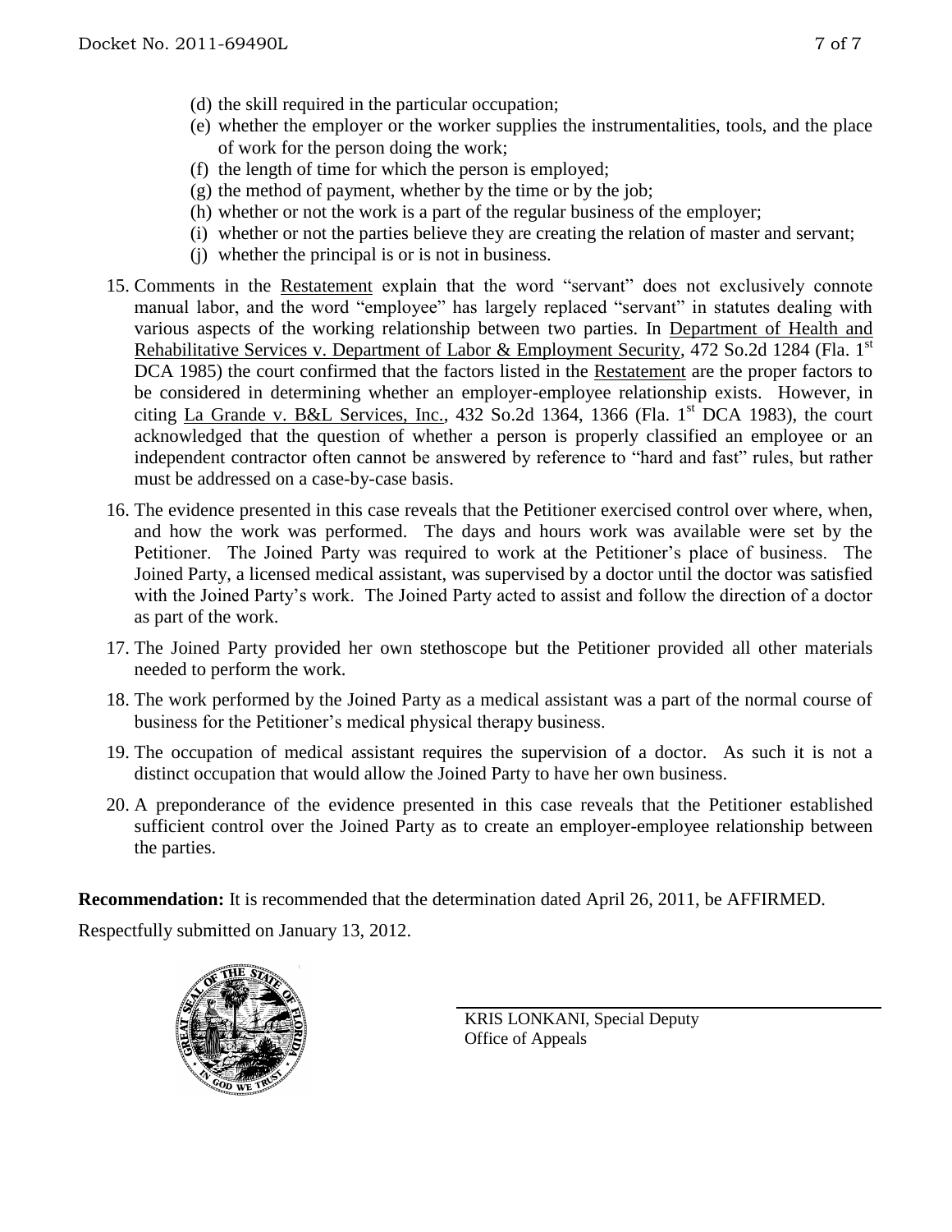(d) the skill required in the particular occupation;
(e) whether the employer or the worker supplies the instrumentalities, tools, and the place of work for the person doing the work;
(f) the length of time for which the person is employed;
(g) the method of payment, whether by the time or by the job;
(h) whether or not the work is a part of the regular business of the employer;
(i) whether or not the parties believe they are creating the relation of master and servant;
(j) whether the principal is or is not in business.

15. Comments in the Restatement explain that the word "servant" does not exclusively connote manual labor, and the word "employee" has largely replaced "servant" in statutes dealing with various aspects of the working relationship between two parties. In Department of Health and Rehabilitative Services v. Department of Labor & Employment Security, 472 So.2d 1284 (Fla. 1st DCA 1985) the court confirmed that the factors listed in the Restatement are the proper factors to be considered in determining whether an employer-employee relationship exists. However, in citing La Grande v. B&L Services, Inc., 432 So.2d 1364, 1366 (Fla. 1st DCA 1983), the court acknowledged that the question of whether a person is properly classified an employee or an independent contractor often cannot be answered by reference to "hard and fast" rules, but rather must be addressed on a case-by-case basis.

16. The evidence presented in this case reveals that the Petitioner exercised control over where, when, and how the work was performed. The days and hours work was available were set by the Petitioner. The Joined Party was required to work at the Petitioner's place of business. The Joined Party, a licensed medical assistant, was supervised by a doctor until the doctor was satisfied with the Joined Party's work. The Joined Party acted to assist and follow the direction of a doctor as part of the work.

17. The Joined Party provided her own stethoscope but the Petitioner provided all other materials needed to perform the work.

18. The work performed by the Joined Party as a medical assistant was a part of the normal course of business for the Petitioner's medical physical therapy business.

19. The occupation of medical assistant requires the supervision of a doctor. As such it is not a distinct occupation that would allow the Joined Party to have her own business.

20. A preponderance of the evidence presented in this case reveals that the Petitioner established sufficient control over the Joined Party as to create an employer-employee relationship between the parties.

**Recommendation:** It is recommended that the determination dated April 26, 2011, be AFFIRMED.

Respectfully submitted on January 13, 2012.

KRIS LONKANI, Special Deputy
Office of Appeals